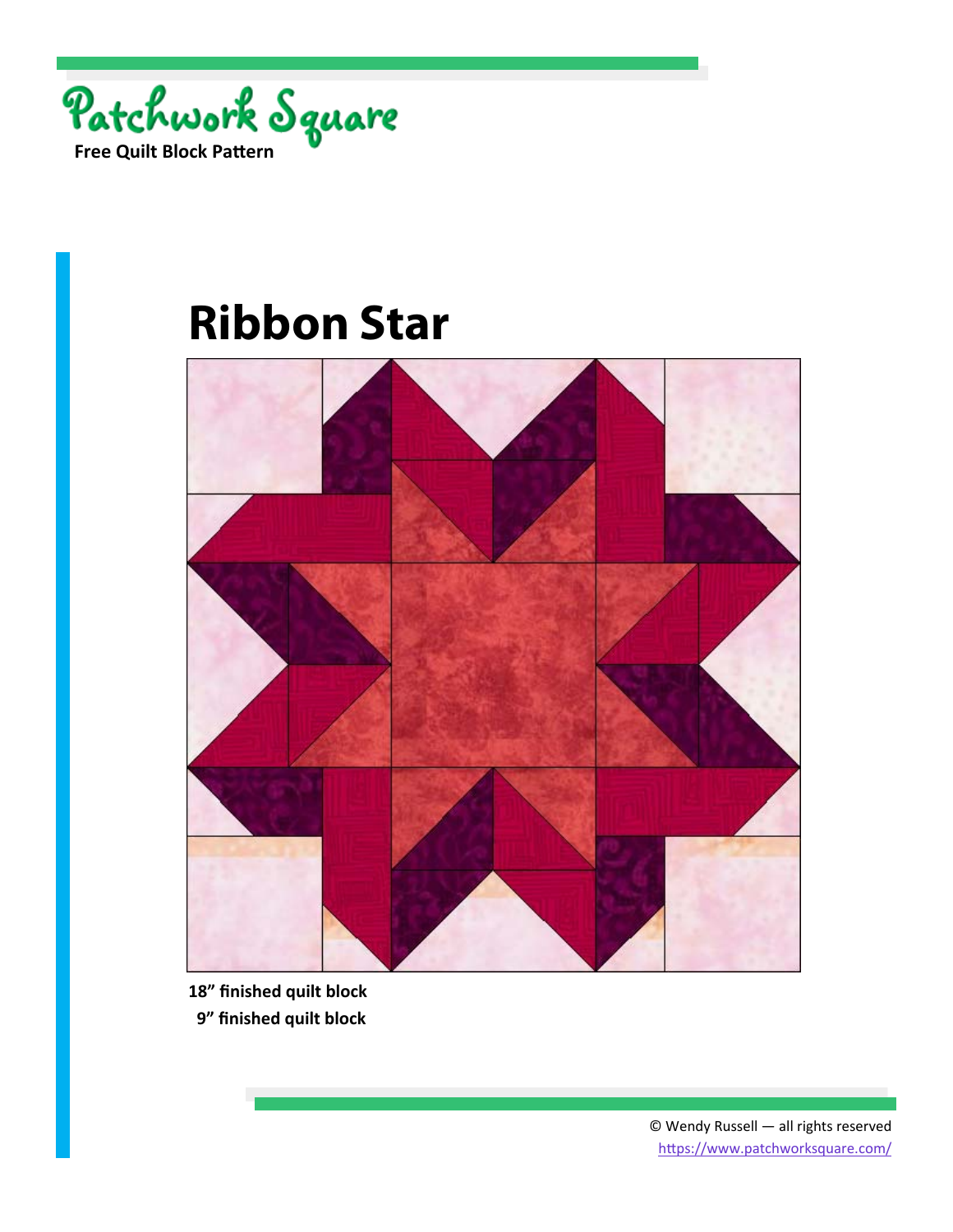Patchwork Square

**Free Quilt Block Pattern**

# Ribbon Star

**18" finished quilt block**

**9" finished quilt block**

© Wendy Russell — all rights reserved

https://www.patchworksquare.com/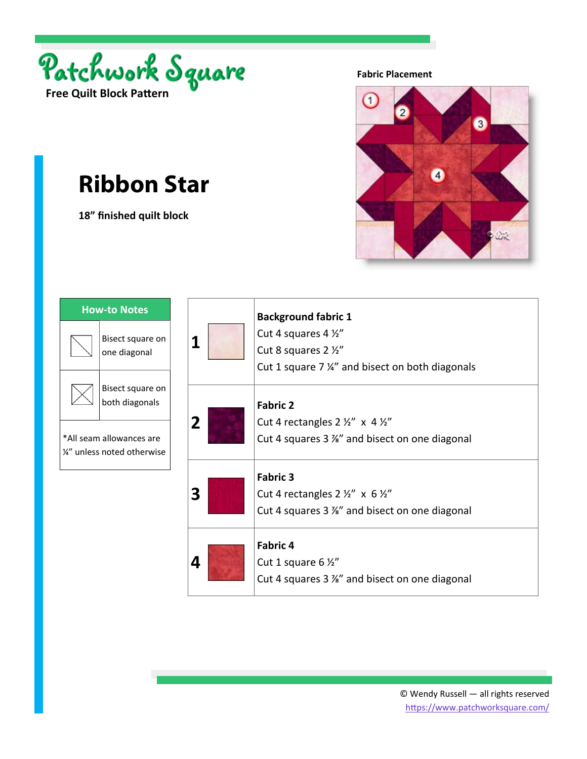Patchwork Square

**Free Quilt Block Pattern**

# Ribbon Star

**18" finished quilt block**

**Fabric Placement**

| How-to Notes | |
|---|---|
| | Bisect square on one diagonal |
| | Bisect square on both diagonals |
| *All seam allowances are ¼" unless noted otherwise | |

| | | |
|---|---|---|
| 1 | | **Background fabric 1**<br>Cut 4 squares 4 ½"<br>Cut 8 squares 2 ½"<br>Cut 1 square 7 ¼" and bisect on both diagonals |
| 2 | | **Fabric 2**<br>Cut 4 rectangles 2 ½" x 4 ½"<br>Cut 4 squares 3 ⅞" and bisect on one diagonal |
| 3 | | **Fabric 3**<br>Cut 4 rectangles 2 ½" x 6 ½"<br>Cut 4 squares 3 ⅞" and bisect on one diagonal |
| 4 | | **Fabric 4**<br>Cut 1 square 6 ½"<br>Cut 4 squares 3 ⅞" and bisect on one diagonal |

© Wendy Russell — all rights reserved
https://www.patchworksquare.com/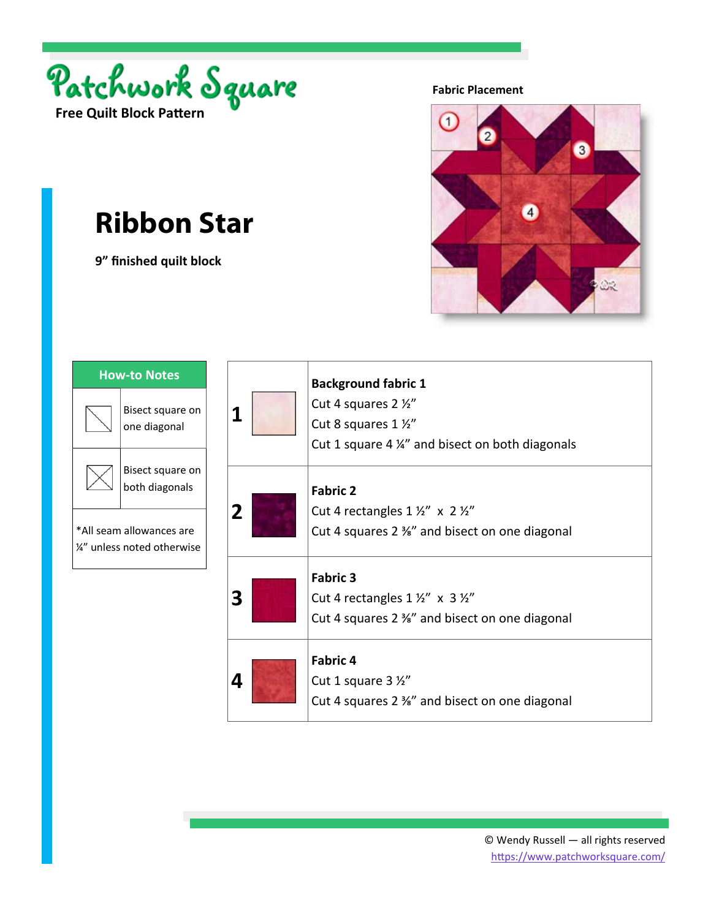Patchwork Square

Free Quilt Block Pattern

# Ribbon Star

**9” finished quilt block**

**Fabric Placement**

| How-to Notes | |
|---|---|
| | Bisect square on one diagonal |
| | Bisect square on both diagonals |
| *All seam allowances are ¼” unless noted otherwise | |

| | | |
|---|---|---|
| **1** | | **Background fabric 1**<br>Cut 4 squares 2 ½”<br>Cut 8 squares 1 ½”<br>Cut 1 square 4 ¼” and bisect on both diagonals |
| **2** | | **Fabric 2**<br>Cut 4 rectangles 1 ½” x 2 ½”<br>Cut 4 squares 2 ⅜” and bisect on one diagonal |
| **3** | | **Fabric 3**<br>Cut 4 rectangles 1 ½” x 3 ½”<br>Cut 4 squares 2 ⅜” and bisect on one diagonal |
| **4** | | **Fabric 4**<br>Cut 1 square 3 ½”<br>Cut 4 squares 2 ⅜” and bisect on one diagonal |

© Wendy Russell — all rights reserved
https://www.patchworksquare.com/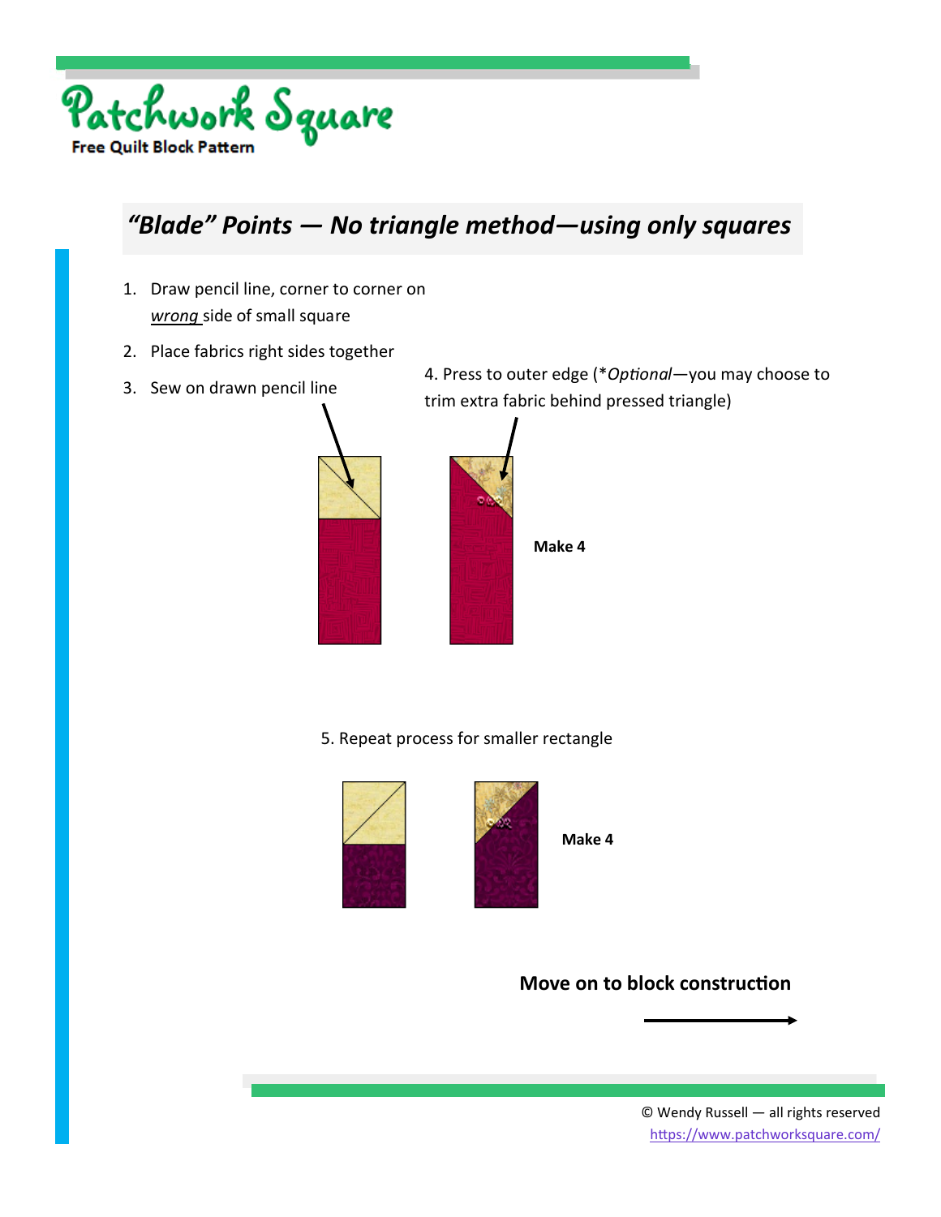# Patchwork Square

**Free Quilt Block Pattern**

## *“Blade” Points — No triangle method—using only squares*

1. Draw pencil line, corner to corner on *wrong* side of small square
2. Place fabrics right sides together
3. Sew on drawn pencil line

4. Press to outer edge (*Optional—you may choose to trim extra fabric behind pressed triangle)

**Make 4**

5. Repeat process for smaller rectangle

**Make 4**

**Move on to block construction**

© Wendy Russell — all rights reserved
https://www.patchworksquare.com/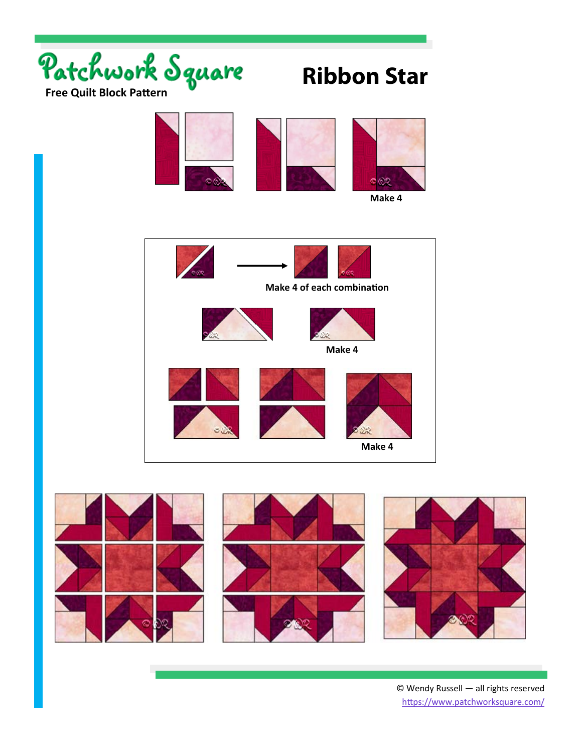Patchwork Square

Free Quilt Block Pattern

# Ribbon Star

Make 4

Make 4 of each combination

Make 4

Make 4

© Wendy Russell — all rights reserved

https://www.patchworksquare.com/